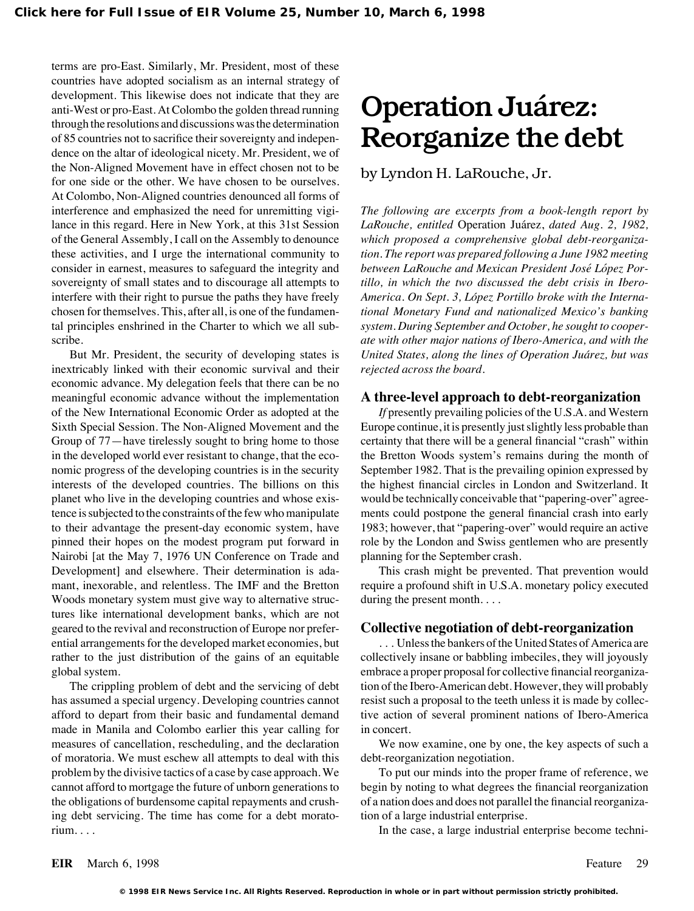terms are pro-East. Similarly, Mr. President, most of these countries have adopted socialism as an internal strategy of development. This likewise does not indicate that they are anti-West or pro-East. At Colombo the golden thread running through the resolutions and discussions was the determination of 85 countries not to sacrifice their sovereignty and independence on the altar of ideological nicety. Mr. President, we of the Non-Aligned Movement have in effect chosen not to be for one side or the other. We have chosen to be ourselves. At Colombo, Non-Aligned countries denounced all forms of interference and emphasized the need for unremitting vigilance in this regard. Here in New York, at this 31st Session of the General Assembly, I call on the Assembly to denounce these activities, and I urge the international community to consider in earnest, measures to safeguard the integrity and sovereignty of small states and to discourage all attempts to interfere with their right to pursue the paths they have freely chosen for themselves. This, after all, is one of the fundamental principles enshrined in the Charter to which we all subscribe.

But Mr. President, the security of developing states is inextricably linked with their economic survival and their economic advance. My delegation feels that there can be no meaningful economic advance without the implementation of the New International Economic Order as adopted at the Sixth Special Session. The Non-Aligned Movement and the Group of 77—have tirelessly sought to bring home to those in the developed world ever resistant to change, that the economic progress of the developing countries is in the security interests of the developed countries. The billions on this planet who live in the developing countries and whose existence is subjected to the constraints of the few who manipulate to their advantage the present-day economic system, have pinned their hopes on the modest program put forward in Nairobi [at the May 7, 1976 UN Conference on Trade and Development] and elsewhere. Their determination is adamant, inexorable, and relentless. The IMF and the Bretton Woods monetary system must give way to alternative structures like international development banks, which are not geared to the revival and reconstruction of Europe nor preferential arrangements for the developed market economies, but rather to the just distribution of the gains of an equitable global system.

The crippling problem of debt and the servicing of debt has assumed a special urgency. Developing countries cannot afford to depart from their basic and fundamental demand made in Manila and Colombo earlier this year calling for measures of cancellation, rescheduling, and the declaration of moratoria. We must eschew all attempts to deal with this problem by the divisive tactics of a case by case approach. We cannot afford to mortgage the future of unborn generations to the obligations of burdensome capital repayments and crushing debt servicing. The time has come for a debt moratorium. . . .

# Operation Juárez: Reorganize the debt

by Lyndon H. LaRouche, Jr.

*The following are excerpts from a book-length report by LaRouche, entitled* Operation Juárez, *dated Aug. 2, 1982, which proposed a comprehensive global debt-reorganization. The report was prepared following a June 1982 meeting between LaRouche and Mexican President José López Portillo, in which the two discussed the debt crisis in Ibero-America. On Sept. 3, López Portillo broke with the International Monetary Fund and nationalized Mexico's banking system. During September and October, he sought to cooperate with other major nations of Ibero-America, and with the United States, along the lines of Operation Juárez, but was rejected across the board.*

## A three-level approach to debt-reorganization

*If* presently prevailing policies of the U.S.A. and Western Europe continue, it is presently just slightly less probable than certainty that there will be a general financial "crash" within the Bretton Woods system's remains during the month of September 1982. That is the prevailing opinion expressed by the highest financial circles in London and Switzerland. It would be technically conceivable that "papering-over" agreements could postpone the general financial crash into early 1983; however, that "papering-over" would require an active role by the London and Swiss gentlemen who are presently planning for the September crash.

This crash might be prevented. That prevention would require a profound shift in U.S.A. monetary policy executed during the present month. . . .

## Collective negotiation of debt-reorganization

. . . Unless the bankers of the United States of America are collectively insane or babbling imbeciles, they will joyously embrace a proper proposal for collective financial reorganization of the Ibero-American debt. However, they will probably resist such a proposal to the teeth unless it is made by collective action of several prominent nations of Ibero-America in concert.

We now examine, one by one, the key aspects of such a debt-reorganization negotiation.

To put our minds into the proper frame of reference, we begin by noting to what degrees the financial reorganization of a nation does and does not parallel the financial reorganization of a large industrial enterprise.

In the case, a large industrial enterprise become techni-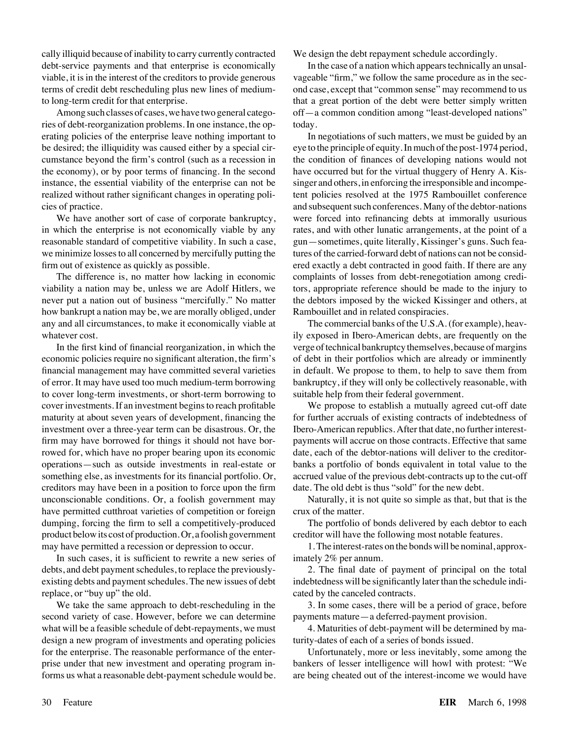cally illiquid because of inability to carry currently contracted debt-service payments and that enterprise is economically viable, it is in the interest of the creditors to provide generous terms of credit debt rescheduling plus new lines of medium- to long-term credit for that enterprise.

Among such classes of cases, we have two general categories of debt-reorganization problems. In one instance, the operating policies of the enterprise leave nothing important to be desired; the illiquidity was caused either by a special circumstance beyond the firm's control (such as a recession in the economy), or by poor terms of financing. In the second instance, the essential viability of the enterprise can not be realized without rather significant changes in operating policies of practice.

We have another sort of case of corporate bankruptcy, in which the enterprise is not economically viable by any reasonable standard of competitive viability. In such a case, we minimize losses to all concerned by mercifully putting the firm out of existence as quickly as possible.

The difference is, no matter how lacking in economic viability a nation may be, unless we are Adolf Hitlers, we never put a nation out of business "mercifully." No matter how bankrupt a nation may be, we are morally obliged, under any and all circumstances, to make it economically viable at whatever cost.

In the first kind of financial reorganization, in which the economic policies require no significant alteration, the firm's financial management may have committed several varieties of error. It may have used too much medium-term borrowing to cover long-term investments, or short-term borrowing to cover investments. If an investment begins to reach profitable maturity at about seven years of development, financing the investment over a three-year term can be disastrous. Or, the firm may have borrowed for things it should not have borrowed for, which have no proper bearing upon its economic operations—such as outside investments in real-estate or something else, as investments for its financial portfolio. Or, creditors may have been in a position to force upon the firm unconscionable conditions. Or, a foolish government may have permitted cutthroat varieties of competition or foreign dumping, forcing the firm to sell a competitively-produced product below its cost of production. Or, a foolish government may have permitted a recession or depression to occur.

In such cases, it is sufficient to rewrite a new series of debts, and debt payment schedules, to replace the previously-existing debts and payment schedules. The new issues of debt replace, or "buy up" the old.

We take the same approach to debt-rescheduling in the second variety of case. However, before we can determine what will be a feasible schedule of debt-repayments, we must design a new program of investments and operating policies for the enterprise. The reasonable performance of the enterprise under that new investment and operating program informs us what a reasonable debt-payment schedule would be. We design the debt repayment schedule accordingly.

In the case of a nation which appears technically an unsalvageable "firm," we follow the same procedure as in the second case, except that "common sense" may recommend to us that a great portion of the debt were better simply written off—a common condition among "least-developed nations" today.

In negotiations of such matters, we must be guided by an eye to the principle of equity. In much of the post-1974 period, the condition of finances of developing nations would not have occurred but for the virtual thuggery of Henry A. Kissinger and others, in enforcing the irresponsible and incompetent policies resolved at the 1975 Rambouillet conference and subsequent such conferences. Many of the debtor-nations were forced into refinancing debts at immorally usurious rates, and with other lunatic arrangements, at the point of a gun—sometimes, quite literally, Kissinger's guns. Such features of the carried-forward debt of nations can not be considered exactly a debt contracted in good faith. If there are any complaints of losses from debt-renegotiation among creditors, appropriate reference should be made to the injury to the debtors imposed by the wicked Kissinger and others, at Rambouillet and in related conspiracies.

The commercial banks of the U.S.A. (for example), heavily exposed in Ibero-American debts, are frequently on the verge of technical bankruptcy themselves, because of margins of debt in their portfolios which are already or imminently in default. We propose to them, to help to save them from bankruptcy, if they will only be collectively reasonable, with suitable help from their federal government.

We propose to establish a mutually agreed cut-off date for further accruals of existing contracts of indebtedness of Ibero-American republics. After that date, no further interest-payments will accrue on those contracts. Effective that same date, each of the debtor-nations will deliver to the creditor-banks a portfolio of bonds equivalent in total value to the accrued value of the previous debt-contracts up to the cut-off date. The old debt is thus "sold" for the new debt.

Naturally, it is not quite so simple as that, but that is the crux of the matter.

The portfolio of bonds delivered by each debtor to each creditor will have the following most notable features.

1. The interest-rates on the bonds will be nominal, approximately 2% per annum.

2. The final date of payment of principal on the total indebtedness will be significantly later than the schedule indicated by the canceled contracts.

3. In some cases, there will be a period of grace, before payments mature—a deferred-payment provision.

4. Maturities of debt-payment will be determined by maturity-dates of each of a series of bonds issued.

Unfortunately, more or less inevitably, some among the bankers of lesser intelligence will howl with protest: "We are being cheated out of the interest-income we would have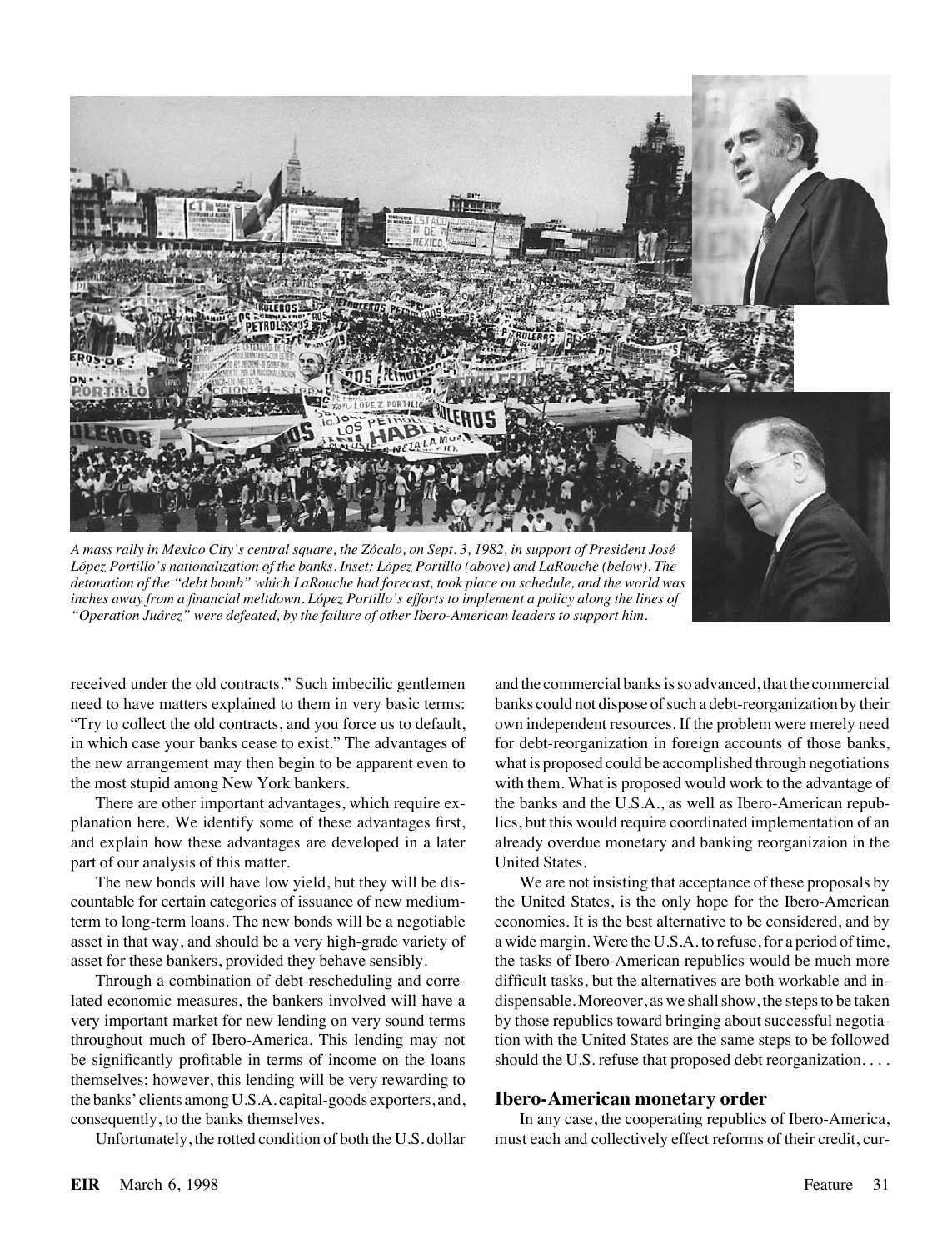*A mass rally in Mexico City's central square, the Zócalo, on Sept. 3, 1982, in support of President José López Portillo's nationalization of the banks. Inset: López Portillo (above) and LaRouche (below). The detonation of the "debt bomb" which LaRouche had forecast, took place on schedule, and the world was inches away from a financial meltdown. López Portillo's efforts to implement a policy along the lines of "Operation Juárez" were defeated, by the failure of other Ibero-American leaders to support him.*

received under the old contracts." Such imbecilic gentlemen need to have matters explained to them in very basic terms: "Try to collect the old contracts, and you force us to default, in which case your banks cease to exist." The advantages of the new arrangement may then begin to be apparent even to the most stupid among New York bankers.

There are other important advantages, which require explanation here. We identify some of these advantages first, and explain how these advantages are developed in a later part of our analysis of this matter.

The new bonds will have low yield, but they will be discountable for certain categories of issuance of new medium-term to long-term loans. The new bonds will be a negotiable asset in that way, and should be a very high-grade variety of asset for these bankers, provided they behave sensibly.

Through a combination of debt-rescheduling and correlated economic measures, the bankers involved will have a very important market for new lending on very sound terms throughout much of Ibero-America. This lending may not be significantly profitable in terms of income on the loans themselves; however, this lending will be very rewarding to the banks' clients among U.S.A. capital-goods exporters, and, consequently, to the banks themselves.

Unfortunately, the rotted condition of both the U.S. dollar and the commercial banks is so advanced, that the commercial banks could not dispose of such a debt-reorganization by their own independent resources. If the problem were merely need for debt-reorganization in foreign accounts of those banks, what is proposed could be accomplished through negotiations with them. What is proposed would work to the advantage of the banks and the U.S.A., as well as Ibero-American republics, but this would require coordinated implementation of an already overdue monetary and banking reorganizaion in the United States.

We are not insisting that acceptance of these proposals by the United States, is the only hope for the Ibero-American economies. It is the best alternative to be considered, and by a wide margin. Were the U.S.A. to refuse, for a period of time, the tasks of Ibero-American republics would be much more difficult tasks, but the alternatives are both workable and indispensable. Moreover, as we shall show, the steps to be taken by those republics toward bringing about successful negotiation with the United States are the same steps to be followed should the U.S. refuse that proposed debt reorganization. . . .

### Ibero-American monetary order

In any case, the cooperating republics of Ibero-America, must each and collectively effect reforms of their credit, cur-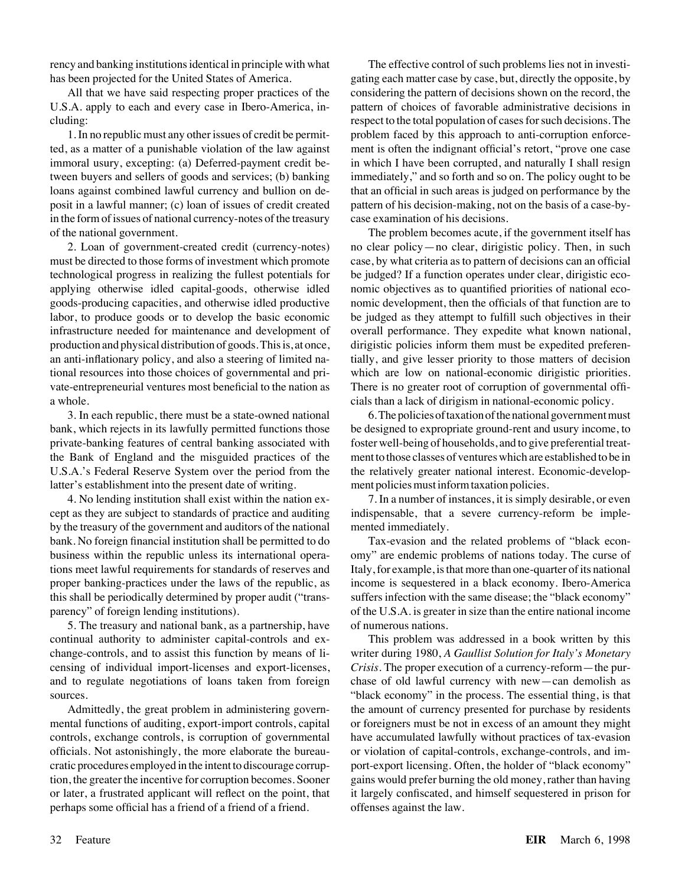rency and banking institutions identical in principle with what has been projected for the United States of America.

All that we have said respecting proper practices of the U.S.A. apply to each and every case in Ibero-America, including:

1. In no republic must any other issues of credit be permitted, as a matter of a punishable violation of the law against immoral usury, excepting: (a) Deferred-payment credit between buyers and sellers of goods and services; (b) banking loans against combined lawful currency and bullion on deposit in a lawful manner; (c) loan of issues of credit created in the form of issues of national currency-notes of the treasury of the national government.

2. Loan of government-created credit (currency-notes) must be directed to those forms of investment which promote technological progress in realizing the fullest potentials for applying otherwise idled capital-goods, otherwise idled goods-producing capacities, and otherwise idled productive labor, to produce goods or to develop the basic economic infrastructure needed for maintenance and development of production and physical distribution of goods. This is, at once, an anti-inflationary policy, and also a steering of limited national resources into those choices of governmental and private-entrepreneurial ventures most beneficial to the nation as a whole.

3. In each republic, there must be a state-owned national bank, which rejects in its lawfully permitted functions those private-banking features of central banking associated with the Bank of England and the misguided practices of the U.S.A.'s Federal Reserve System over the period from the latter's establishment into the present date of writing.

4. No lending institution shall exist within the nation except as they are subject to standards of practice and auditing by the treasury of the government and auditors of the national bank. No foreign financial institution shall be permitted to do business within the republic unless its international operations meet lawful requirements for standards of reserves and proper banking-practices under the laws of the republic, as this shall be periodically determined by proper audit ("transparency" of foreign lending institutions).

5. The treasury and national bank, as a partnership, have continual authority to administer capital-controls and exchange-controls, and to assist this function by means of licensing of individual import-licenses and export-licenses, and to regulate negotiations of loans taken from foreign sources.

Admittedly, the great problem in administering governmental functions of auditing, export-import controls, capital controls, exchange controls, is corruption of governmental officials. Not astonishingly, the more elaborate the bureaucratic procedures employed in the intent to discourage corruption, the greater the incentive for corruption becomes. Sooner or later, a frustrated applicant will reflect on the point, that perhaps some official has a friend of a friend of a friend.

The effective control of such problems lies not in investigating each matter case by case, but, directly the opposite, by considering the pattern of decisions shown on the record, the pattern of choices of favorable administrative decisions in respect to the total population of cases for such decisions. The problem faced by this approach to anti-corruption enforcement is often the indignant official's retort, "prove one case in which I have been corrupted, and naturally I shall resign immediately," and so forth and so on. The policy ought to be that an official in such areas is judged on performance by the pattern of his decision-making, not on the basis of a case-by-case examination of his decisions.

The problem becomes acute, if the government itself has no clear policy—no clear, dirigistic policy. Then, in such case, by what criteria as to pattern of decisions can an official be judged? If a function operates under clear, dirigistic economic objectives as to quantified priorities of national economic development, then the officials of that function are to be judged as they attempt to fulfill such objectives in their overall performance. They expedite what known national, dirigistic policies inform them must be expedited preferentially, and give lesser priority to those matters of decision which are low on national-economic dirigistic priorities. There is no greater root of corruption of governmental officials than a lack of dirigism in national-economic policy.

6. The policies of taxation of the national government must be designed to expropriate ground-rent and usury income, to foster well-being of households, and to give preferential treatment to those classes of ventures which are established to be in the relatively greater national interest. Economic-development policies must inform taxation policies.

7. In a number of instances, it is simply desirable, or even indispensable, that a severe currency-reform be implemented immediately.

Tax-evasion and the related problems of "black economy" are endemic problems of nations today. The curse of Italy, for example, is that more than one-quarter of its national income is sequestered in a black economy. Ibero-America suffers infection with the same disease; the "black economy" of the U.S.A. is greater in size than the entire national income of numerous nations.

This problem was addressed in a book written by this writer during 1980, *A Gaullist Solution for Italy's Monetary Crisis*. The proper execution of a currency-reform—the purchase of old lawful currency with new—can demolish as "black economy" in the process. The essential thing, is that the amount of currency presented for purchase by residents or foreigners must be not in excess of an amount they might have accumulated lawfully without practices of tax-evasion or violation of capital-controls, exchange-controls, and import-export licensing. Often, the holder of "black economy" gains would prefer burning the old money, rather than having it largely confiscated, and himself sequestered in prison for offenses against the law.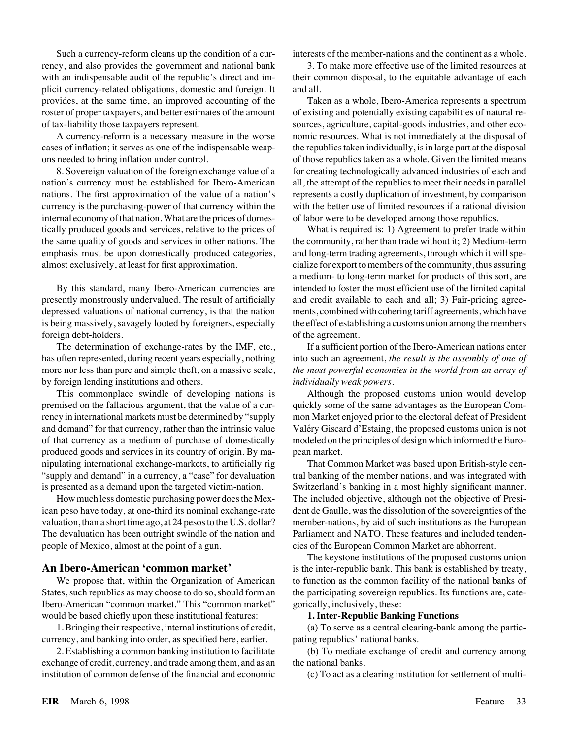Such a currency-reform cleans up the condition of a currency, and also provides the government and national bank with an indispensable audit of the republic's direct and implicit currency-related obligations, domestic and foreign. It provides, at the same time, an improved accounting of the roster of proper taxpayers, and better estimates of the amount of tax-liability those taxpayers represent.

A currency-reform is a necessary measure in the worse cases of inflation; it serves as one of the indispensable weapons needed to bring inflation under control.

8. Sovereign valuation of the foreign exchange value of a nation's currency must be established for Ibero-American nations. The first approximation of the value of a nation's currency is the purchasing-power of that currency within the internal economy of that nation. What are the prices of domestically produced goods and services, relative to the prices of the same quality of goods and services in other nations. The emphasis must be upon domestically produced categories, almost exclusively, at least for first approximation.

By this standard, many Ibero-American currencies are presently monstrously undervalued. The result of artificially depressed valuations of national currency, is that the nation is being massively, savagely looted by foreigners, especially foreign debt-holders.

The determination of exchange-rates by the IMF, etc., has often represented, during recent years especially, nothing more nor less than pure and simple theft, on a massive scale, by foreign lending institutions and others.

This commonplace swindle of developing nations is premised on the fallacious argument, that the value of a currency in international markets must be determined by "supply and demand" for that currency, rather than the intrinsic value of that currency as a medium of purchase of domestically produced goods and services in its country of origin. By manipulating international exchange-markets, to artificially rig "supply and demand" in a currency, a "case" for devaluation is presented as a demand upon the targeted victim-nation.

How much less domestic purchasing power does the Mexican peso have today, at one-third its nominal exchange-rate valuation, than a short time ago, at 24 pesos to the U.S. dollar? The devaluation has been outright swindle of the nation and people of Mexico, almost at the point of a gun.

## An Ibero-American 'common market'

We propose that, within the Organization of American States, such republics as may choose to do so, should form an Ibero-American "common market." This "common market" would be based chiefly upon these institutional features:

1. Bringing their respective, internal institutions of credit, currency, and banking into order, as specified here, earlier.

2. Establishing a common banking institution to facilitate exchange of credit, currency, and trade among them, and as an institution of common defense of the financial and economic interests of the member-nations and the continent as a whole.

3. To make more effective use of the limited resources at their common disposal, to the equitable advantage of each and all.

Taken as a whole, Ibero-America represents a spectrum of existing and potentially existing capabilities of natural resources, agriculture, capital-goods industries, and other economic resources. What is not immediately at the disposal of the republics taken individually, is in large part at the disposal of those republics taken as a whole. Given the limited means for creating technologically advanced industries of each and all, the attempt of the republics to meet their needs in parallel represents a costly duplication of investment, by comparison with the better use of limited resources if a rational division of labor were to be developed among those republics.

What is required is: 1) Agreement to prefer trade within the community, rather than trade without it; 2) Medium-term and long-term trading agreements, through which it will specialize for export to members of the community, thus assuring a medium- to long-term market for products of this sort, are intended to foster the most efficient use of the limited capital and credit available to each and all; 3) Fair-pricing agreements, combined with cohering tariff agreements, which have the effect of establishing a customs union among the members of the agreement.

If a sufficient portion of the Ibero-American nations enter into such an agreement, *the result is the assembly of one of the most powerful economies in the world from an array of individually weak powers.*

Although the proposed customs union would develop quickly some of the same advantages as the European Common Market enjoyed prior to the electoral defeat of President Valéry Giscard d'Estaing, the proposed customs union is not modeled on the principles of design which informed the European market.

That Common Market was based upon British-style central banking of the member nations, and was integrated with Switzerland's banking in a most highly significant manner. The included objective, although not the objective of President de Gaulle, was the dissolution of the sovereignties of the member-nations, by aid of such institutions as the European Parliament and NATO. These features and included tendencies of the European Common Market are abhorrent.

The keystone institutions of the proposed customs union is the inter-republic bank. This bank is established by treaty, to function as the common facility of the national banks of the participating sovereign republics. Its functions are, categorically, inclusively, these:

**1. Inter-Republic Banking Functions**

(a) To serve as a central clearing-bank among the participating republics' national banks.

(b) To mediate exchange of credit and currency among the national banks.

(c) To act as a clearing institution for settlement of multi-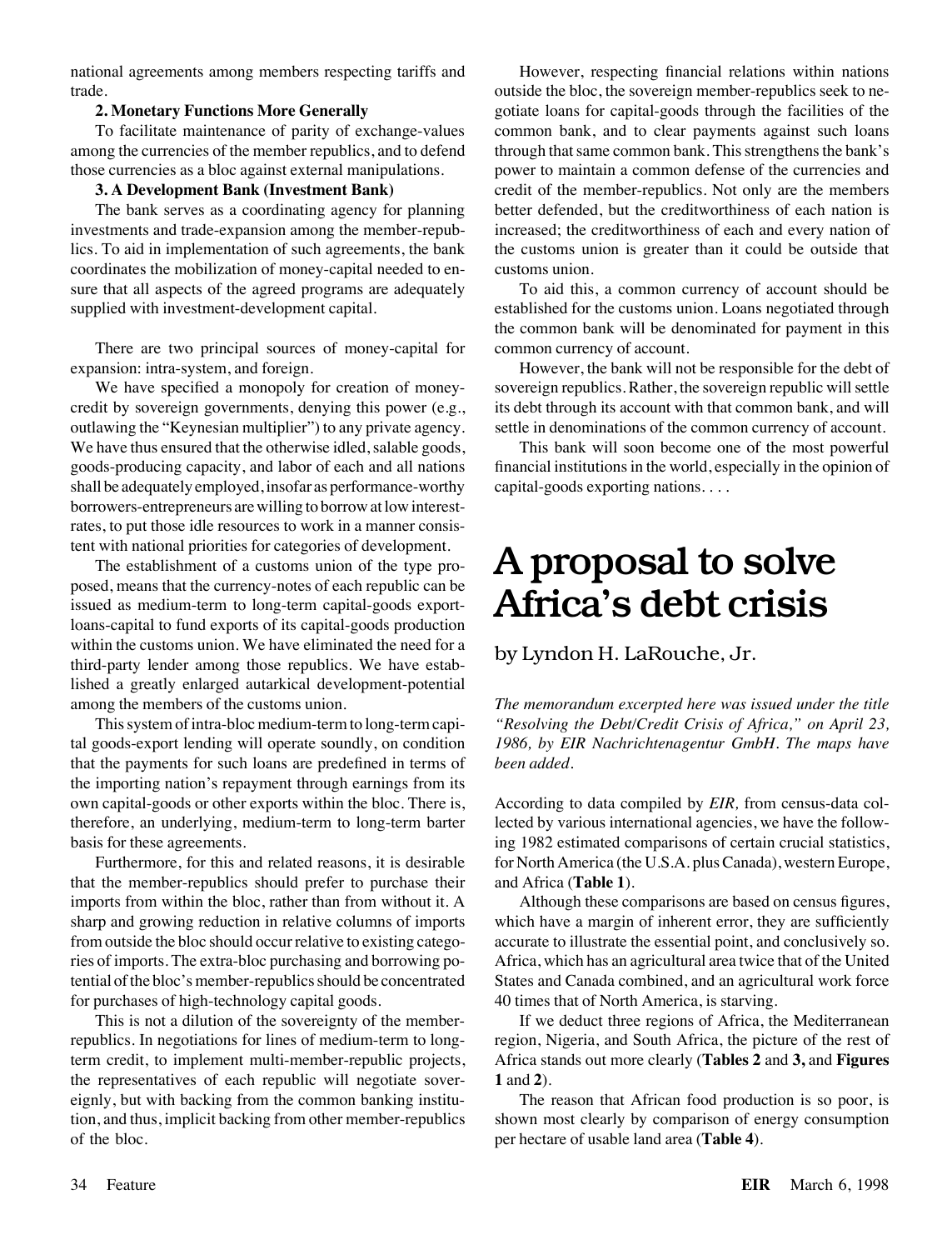national agreements among members respecting tariffs and trade.

**2. Monetary Functions More Generally**

To facilitate maintenance of parity of exchange-values among the currencies of the member republics, and to defend those currencies as a bloc against external manipulations.

**3. A Development Bank (Investment Bank)**

The bank serves as a coordinating agency for planning investments and trade-expansion among the member-republics. To aid in implementation of such agreements, the bank coordinates the mobilization of money-capital needed to ensure that all aspects of the agreed programs are adequately supplied with investment-development capital.

There are two principal sources of money-capital for expansion: intra-system, and foreign.

We have specified a monopoly for creation of money-credit by sovereign governments, denying this power (e.g., outlawing the "Keynesian multiplier") to any private agency. We have thus ensured that the otherwise idled, salable goods, goods-producing capacity, and labor of each and all nations shall be adequately employed, insofar as performance-worthy borrowers-entrepreneurs are willing to borrow at low interest-rates, to put those idle resources to work in a manner consistent with national priorities for categories of development.

The establishment of a customs union of the type proposed, means that the currency-notes of each republic can be issued as medium-term to long-term capital-goods export-loans-capital to fund exports of its capital-goods production within the customs union. We have eliminated the need for a third-party lender among those republics. We have established a greatly enlarged autarkical development-potential among the members of the customs union.

This system of intra-bloc medium-term to long-term capital goods-export lending will operate soundly, on condition that the payments for such loans are predefined in terms of the importing nation's repayment through earnings from its own capital-goods or other exports within the bloc. There is, therefore, an underlying, medium-term to long-term barter basis for these agreements.

Furthermore, for this and related reasons, it is desirable that the member-republics should prefer to purchase their imports from within the bloc, rather than from without it. A sharp and growing reduction in relative columns of imports from outside the bloc should occur relative to existing categories of imports. The extra-bloc purchasing and borrowing potential of the bloc's member-republics should be concentrated for purchases of high-technology capital goods.

This is not a dilution of the sovereignty of the member-republics. In negotiations for lines of medium-term to long-term credit, to implement multi-member-republic projects, the representatives of each republic will negotiate sovereignly, but with backing from the common banking institution, and thus, implicit backing from other member-republics of the bloc.

However, respecting financial relations within nations outside the bloc, the sovereign member-republics seek to negotiate loans for capital-goods through the facilities of the common bank, and to clear payments against such loans through that same common bank. This strengthens the bank's power to maintain a common defense of the currencies and credit of the member-republics. Not only are the members better defended, but the creditworthiness of each nation is increased; the creditworthiness of each and every nation of the customs union is greater than it could be outside that customs union.

To aid this, a common currency of account should be established for the customs union. Loans negotiated through the common bank will be denominated for payment in this common currency of account.

However, the bank will not be responsible for the debt of sovereign republics. Rather, the sovereign republic will settle its debt through its account with that common bank, and will settle in denominations of the common currency of account.

This bank will soon become one of the most powerful financial institutions in the world, especially in the opinion of capital-goods exporting nations. . . .

# A proposal to solve Africa's debt crisis

by Lyndon H. LaRouche, Jr.

*The memorandum excerpted here was issued under the title "Resolving the Debt/Credit Crisis of Africa," on April 23, 1986, by EIR Nachrichtenagentur GmbH. The maps have been added.*

According to data compiled by *EIR,* from census-data collected by various international agencies, we have the following 1982 estimated comparisons of certain crucial statistics, for North America (the U.S.A. plus Canada), western Europe, and Africa (**Table 1**).

Although these comparisons are based on census figures, which have a margin of inherent error, they are sufficiently accurate to illustrate the essential point, and conclusively so. Africa, which has an agricultural area twice that of the United States and Canada combined, and an agricultural work force 40 times that of North America, is starving.

If we deduct three regions of Africa, the Mediterranean region, Nigeria, and South Africa, the picture of the rest of Africa stands out more clearly (**Tables 2** and **3,** and **Figures 1** and **2**).

The reason that African food production is so poor, is shown most clearly by comparison of energy consumption per hectare of usable land area (**Table 4**).